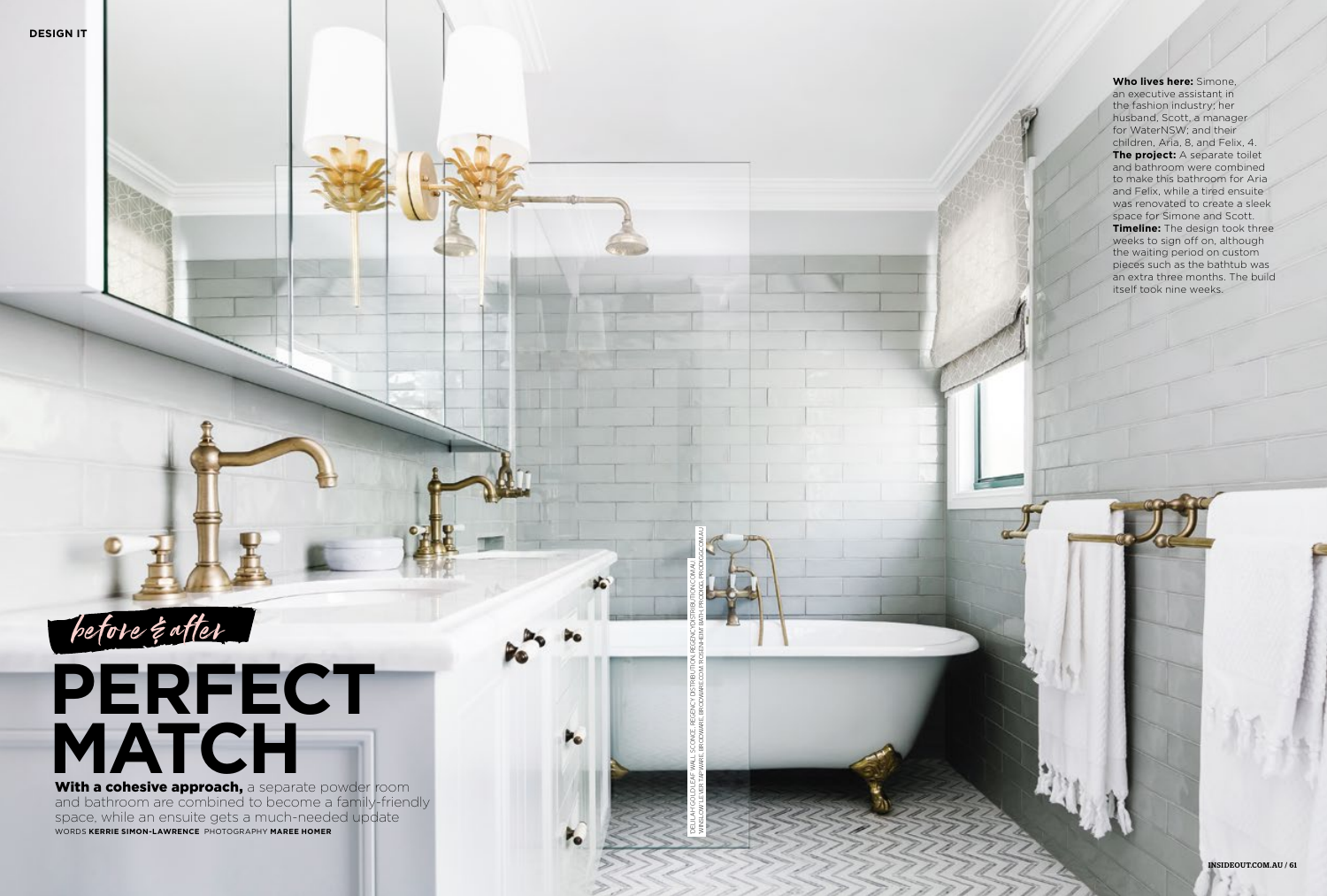*before & after*

# PERFECT MATCH

**With a cohesive approach,** a separate powder room and bathroom are combined to become a family-friendly space, while an ensuite gets a much-needed update

WORDS **KERRIE SIMON-LAWRENCE** PHOTOGRAPHY **MAREE HOMER**

**Who lives here:** Simone, an executive assistant in the fashion industry; her husband, Scott, a manager for WaterNSW; and their children, Aria, 8, and Felix, 4.

**The project:** A separate toilet and bathroom were combined to make this bathroom for Aria and Felix, while a tired ensuite was renovated to create a sleek space for Simone and Scott.

**Timeline:** The design took three weeks to sign off on, although the waiting period on custom pieces such as the bathtub was an extra three months. The build itself took nine weeks.

DELILAH GOLD LEAF WALL SCONCE, REGENCY DISTRIBUTION, REGENCYDISTRIBUTION.COM.AU. WINSLOW LEVER TAPWARE, BRODWARE, BRODWARE.COM. ROSENHEIM BATH, PRODIGG, PRODIGG.COM.AU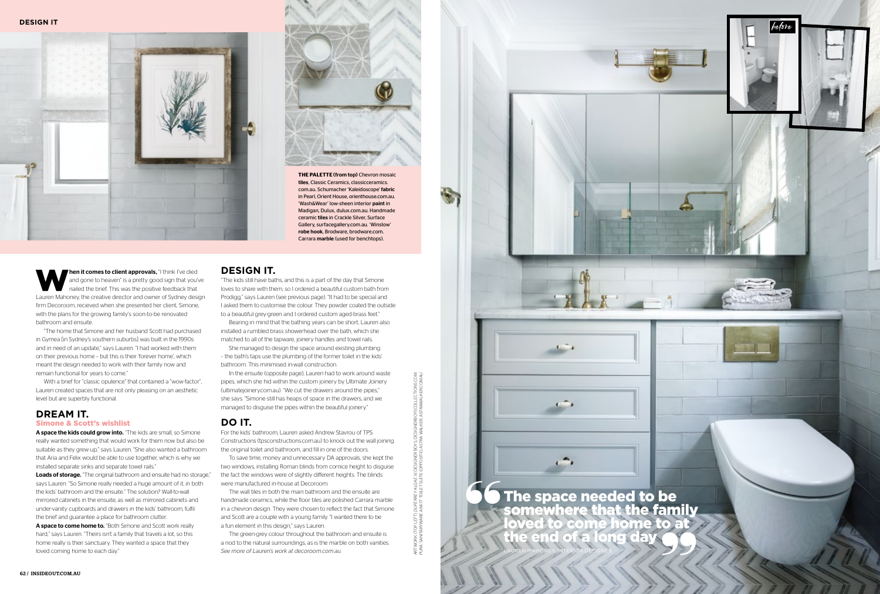**THE PALETTE (from top)** Chevron mosaic **tiles**, Classic Ceramics, classicceramics.com.au. Schumacher 'Kaleidoscope' **fabric** in Pearl, Orient House, orienthouse.com.au. 'Wash&Wear' low-sheen interior **paint** in Madigan, Dulux, dulux.com.au. Handmade ceramic **tiles** in Crackle Silver, Surface Gallery, surfacegallery.com.au. 'Winslow' **robe hook**, Brodware, brodware.com. Carrara **marble** (used for benchtops).

**When it comes to client approvals,** "I think I've died and gone to heaven" is a pretty good sign that you've nailed the brief. This was the positive feedback that Lauren Mahoney, the creative director and owner of Sydney design firm Decoroom, recieved when she presented her client, Simone, with the plans for the growing family's soon-to-be renovated bathroom and ensuite.

"The home that Simone and her husband Scott had purchased in Gymea [in Sydney's southern suburbs] was built in the 1990s and in need of an update," says Lauren. "I had worked with them on their previous home – but this is their 'forever home', which meant the design needed to work with their family now and remain functional for years to come."

With a brief for "classic opulence" that contained a "wow-factor", Lauren created spaces that are not only pleasing on an aesthetic level but are superbly functional.

## DREAM IT.

### Simone & Scott's wishlist

**A space the kids could grow into.** "The kids are small, so Simone really wanted something that would work for them now but also be suitable as they grew up," says Lauren. "She also wanted a bathroom that Aria and Felix would be able to use together, which is why we installed separate sinks and separate towel rails."

**Loads of storage.** "The original bathroom and ensuite had no storage," says Lauren. "So Simone really needed a huge amount of it, in both the kids' bathroom and the ensuite." The solution? Wall-to-wall mirrored cabinets in the ensuite, as well as mirrored cabinets and under-vanity cupboards and drawers in the kids' bathroom, fulfil the brief and guarantee a place for bathroom clutter.

**A space to come home to.** "Both Simone and Scott work really hard," says Lauren. "Theirs isn't a family that travels a lot, so this home really is their sanctuary. They wanted a space that they loved coming home to each day."

## DESIGN IT.

"The kids still have baths, and this is a part of the day that Simone loves to share with them, so I ordered a beautiful custom bath from Prodigg," says Lauren (see previous page). "It had to be special and I asked them to customise the colour. They powder coated the outside to a beautiful grey-green and I ordered custom aged-brass feet."

Bearing in mind that the bathing years can be short, Lauren also installed a rumbled brass showerhead over the bath, which she matched to all of the tapware, joinery handles and towel rails.

She managed to design the space around existing plumbing – the bath's taps use the plumbing of the former toilet in the kids' bathroom. This minimised in-wall construction.

In the ensuite (opposite page), Lauren had to work around waste pipes, which she hid within the custom joinery by Ultimate Joinery (ultimatejoinery.com.au). "We cut the drawers around the pipes," she says. "Simone still has heaps of space in the drawers, and we managed to disguise the pipes within the beautiful joinery."

## DO IT.

For the kids' bathroom, Lauren asked Andrew Stavrou of TPS Constructions (tpsconstructions.com.au) to knock out the wall joining the original toilet and bathroom, and fill in one of the doors.

To save time, money and unnecessary DA approvals, she kept the two windows, installing Roman blinds from cornice height to disguise the fact the windows were of slightly different heights. The blinds were manufactured in-house at Decoroom.

The wall tiles in both the main bathroom and the ensuite are handmade ceramics, while the floor tiles are polished Carrara marble in a chevron design. They were chosen to reflect the fact that Simone and Scott are a couple with a young family. "I wanted there to be a fun element in this design," says Lauren.

The green-grey colour throughout the bathroom and ensuite is a nod to the natural surroundings, as is the marble on both vanities. *See more of Lauren's work at decoroom.com.au.*

ARTWORK (TOP LEFT) *DUPERREY ALGAE III*, DESIGNER BOYS, DESIGNERBOYSCOLLECTIONS.COM. PURA 'SANITARYWARE ASN77' TOILET SUITE (OPPOSITE), ASTRA WALKER, ASTRAWALKER.COM.AU.

*before*

"The space needed to be somewhere that the family loved to come home to at the end of a long day"

LAUREN MAHONEY, INTERIOR DESIGNER